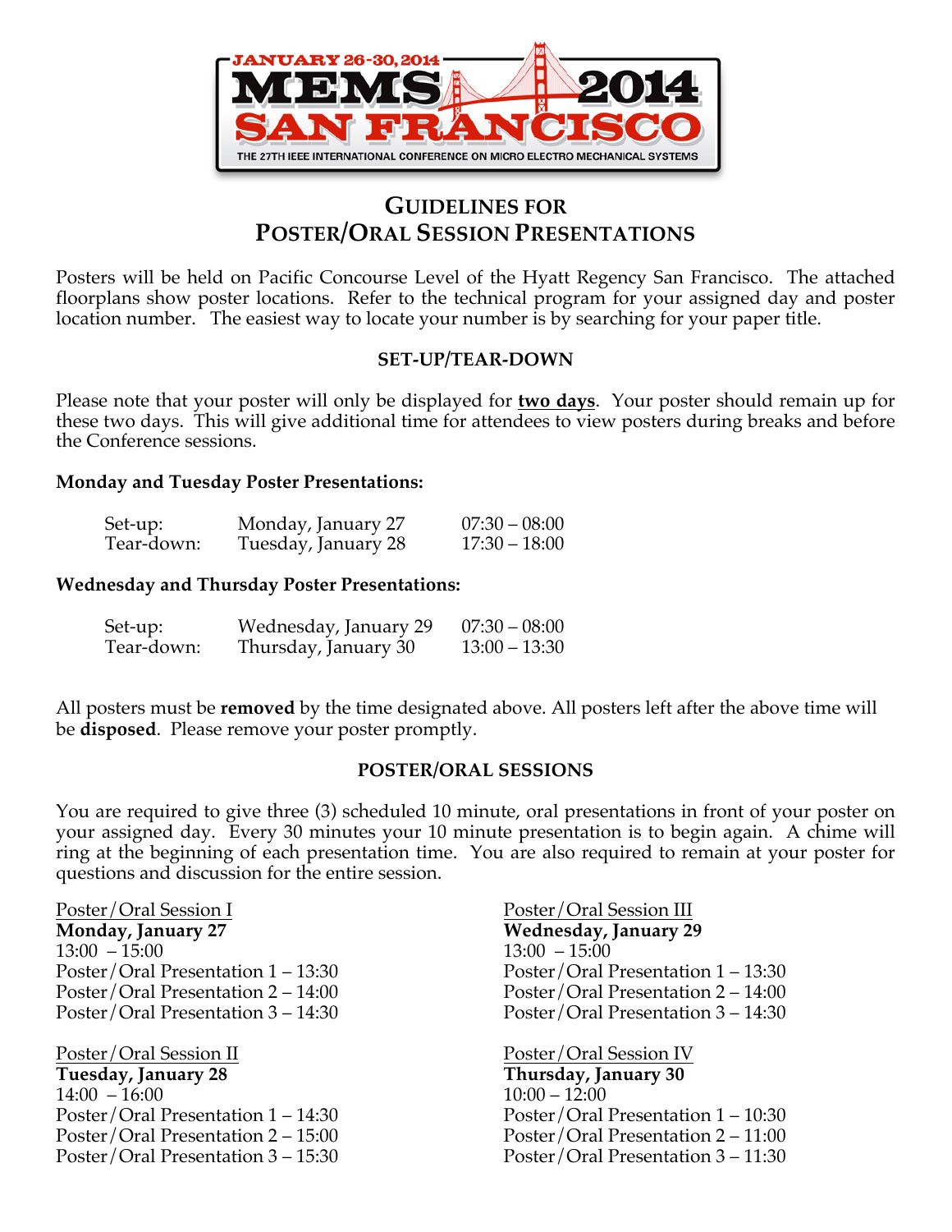JANUARY 26-30, 2014

MEMS 2014 SAN FRANCISCO

THE 27TH IEEE INTERNATIONAL CONFERENCE ON MICRO ELECTRO MECHANICAL SYSTEMS

# GUIDELINES FOR POSTER/ORAL SESSION PRESENTATIONS

Posters will be held on Pacific Concourse Level of the Hyatt Regency San Francisco. The attached floorplans show poster locations. Refer to the technical program for your assigned day and poster location number. The easiest way to locate your number is by searching for your paper title.

## SET-UP/TEAR-DOWN

Please note that your poster will only be displayed for **two days**. Your poster should remain up for these two days. This will give additional time for attendees to view posters during breaks and before the Conference sessions.

**Monday and Tuesday Poster Presentations:**

| | | |
|---|---|---|
| Set-up: | Monday, January 27 | 07:30 – 08:00 |
| Tear-down: | Tuesday, January 28 | 17:30 – 18:00 |

**Wednesday and Thursday Poster Presentations:**

| | | |
|---|---|---|
| Set-up: | Wednesday, January 29 | 07:30 – 08:00 |
| Tear-down: | Thursday, January 30 | 13:00 – 13:30 |

All posters must be **removed** by the time designated above. All posters left after the above time will be **disposed**. Please remove your poster promptly.

## POSTER/ORAL SESSIONS

You are required to give three (3) scheduled 10 minute, oral presentations in front of your poster on your assigned day. Every 30 minutes your 10 minute presentation is to begin again. A chime will ring at the beginning of each presentation time. You are also required to remain at your poster for questions and discussion for the entire session.

Poster/Oral Session I
**Monday, January 27**
13:00 – 15:00
Poster/Oral Presentation 1 – 13:30
Poster/Oral Presentation 2 – 14:00
Poster/Oral Presentation 3 – 14:30

Poster/Oral Session II
**Tuesday, January 28**
14:00 – 16:00
Poster/Oral Presentation 1 – 14:30
Poster/Oral Presentation 2 – 15:00
Poster/Oral Presentation 3 – 15:30

Poster/Oral Session III
**Wednesday, January 29**
13:00 – 15:00
Poster/Oral Presentation 1 – 13:30
Poster/Oral Presentation 2 – 14:00
Poster/Oral Presentation 3 – 14:30

Poster/Oral Session IV
**Thursday, January 30**
10:00 – 12:00
Poster/Oral Presentation 1 – 10:30
Poster/Oral Presentation 2 – 11:00
Poster/Oral Presentation 3 – 11:30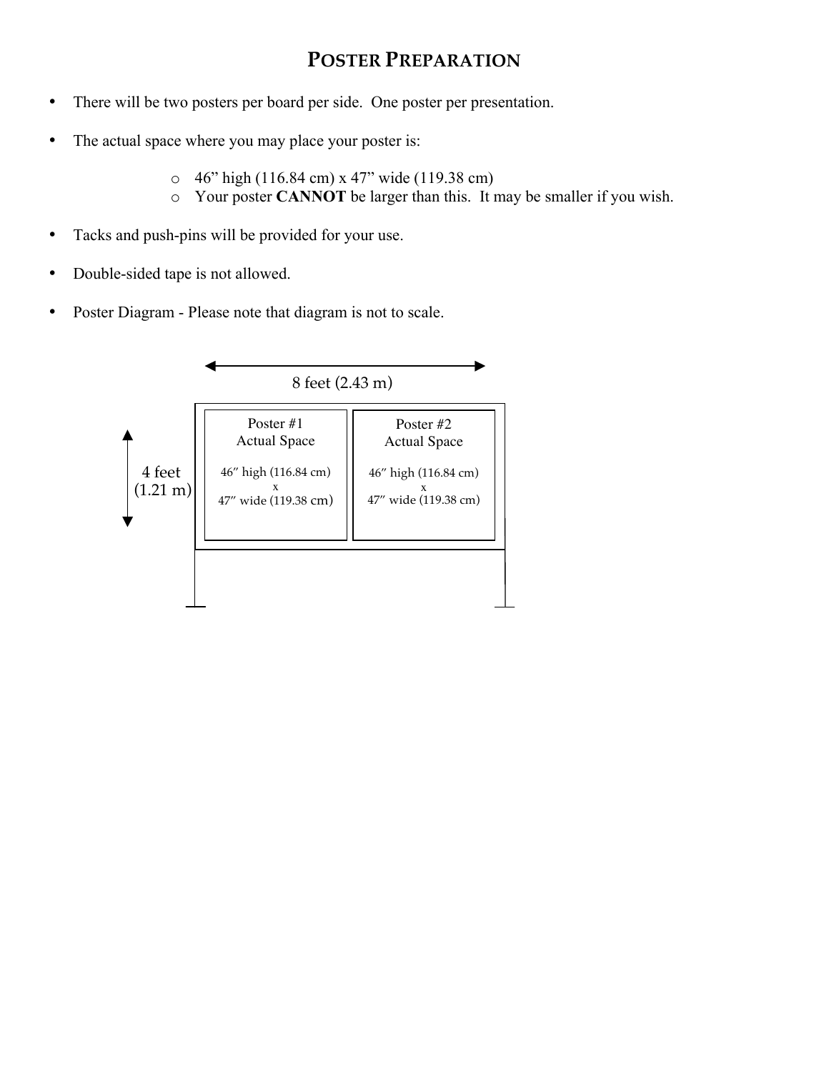# POSTER PREPARATION

- There will be two posters per board per side. One poster per presentation.

- The actual space where you may place your poster is:

  - 46" high (116.84 cm) x 47" wide (119.38 cm)
  - Your poster **CANNOT** be larger than this. It may be smaller if you wish.

- Tacks and push-pins will be provided for your use.

- Double-sided tape is not allowed.

- Poster Diagram - Please note that diagram is not to scale.

8 feet (2.43 m)

4 feet (1.21 m)

Poster #1
Actual Space

46" high (116.84 cm)
x
47" wide (119.38 cm)

Poster #2
Actual Space

46" high (116.84 cm)
x
47" wide (119.38 cm)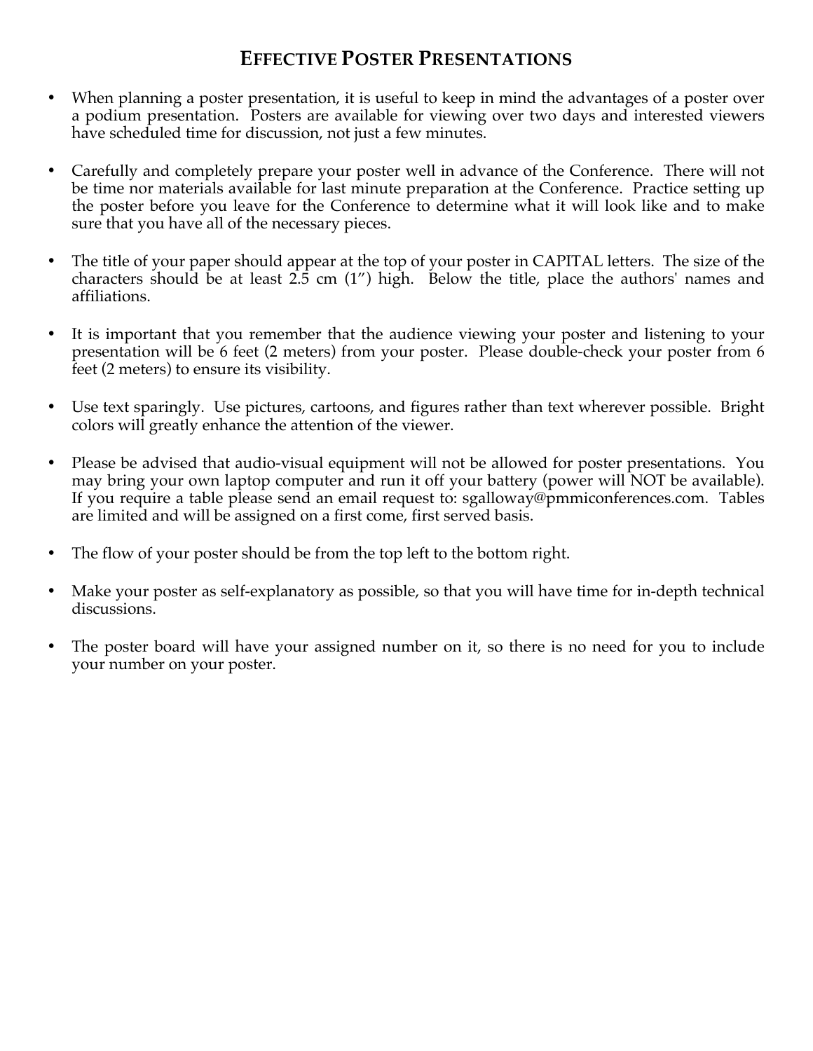## EFFECTIVE POSTER PRESENTATIONS

- When planning a poster presentation, it is useful to keep in mind the advantages of a poster over a podium presentation. Posters are available for viewing over two days and interested viewers have scheduled time for discussion, not just a few minutes.

- Carefully and completely prepare your poster well in advance of the Conference. There will not be time nor materials available for last minute preparation at the Conference. Practice setting up the poster before you leave for the Conference to determine what it will look like and to make sure that you have all of the necessary pieces.

- The title of your paper should appear at the top of your poster in CAPITAL letters. The size of the characters should be at least 2.5 cm (1”) high. Below the title, place the authors' names and affiliations.

- It is important that you remember that the audience viewing your poster and listening to your presentation will be 6 feet (2 meters) from your poster. Please double-check your poster from 6 feet (2 meters) to ensure its visibility.

- Use text sparingly. Use pictures, cartoons, and figures rather than text wherever possible. Bright colors will greatly enhance the attention of the viewer.

- Please be advised that audio-visual equipment will not be allowed for poster presentations. You may bring your own laptop computer and run it off your battery (power will NOT be available). If you require a table please send an email request to: sgalloway@pmmiconferences.com. Tables are limited and will be assigned on a first come, first served basis.

- The flow of your poster should be from the top left to the bottom right.

- Make your poster as self-explanatory as possible, so that you will have time for in-depth technical discussions.

- The poster board will have your assigned number on it, so there is no need for you to include your number on your poster.